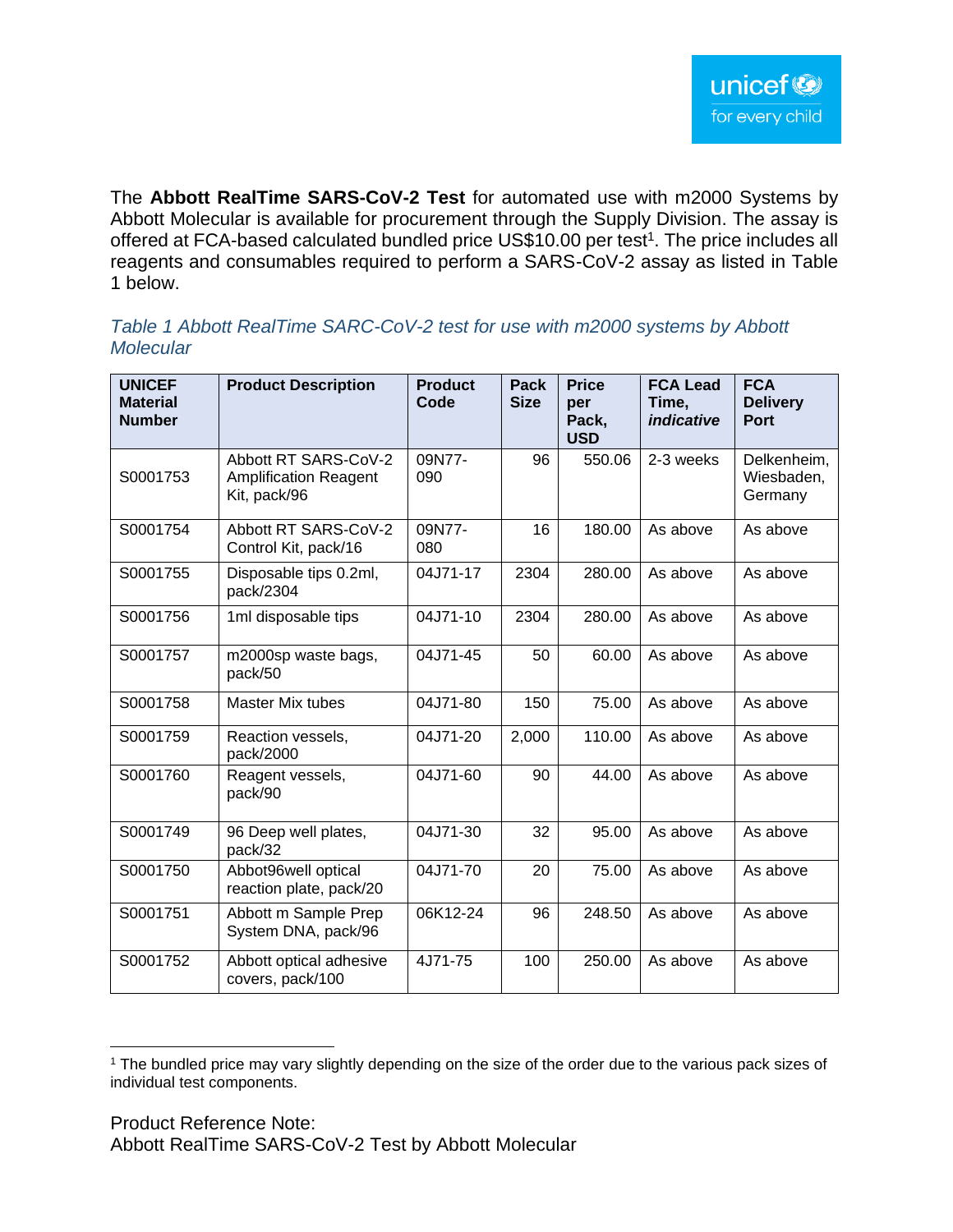The **Abbott RealTime SARS-CoV-2 Test** for automated use with m2000 Systems by Abbott Molecular is available for procurement through the Supply Division. The assay is offered at FCA-based calculated bundled price US$10.00 per test[1]. The price includes all reagents and consumables required to perform a SARS-CoV-2 assay as listed in Table 1 below.

*Table 1 Abbott RealTime SARC-CoV-2 test for use with m2000 systems by Abbott Molecular*

| UNICEF Material Number | Product Description | Product Code | Pack Size | Price per Pack, USD | FCA Lead Time, *indicative* | FCA Delivery Port |
|---|---|---|---|---|---|---|
| S0001753 | Abbott RT SARS-CoV-2 Amplification Reagent Kit, pack/96 | 09N77-090 | 96 | 550.06 | 2-3 weeks | Delkenheim, Wiesbaden, Germany |
| S0001754 | Abbott RT SARS-CoV-2 Control Kit, pack/16 | 09N77-080 | 16 | 180.00 | As above | As above |
| S0001755 | Disposable tips 0.2ml, pack/2304 | 04J71-17 | 2304 | 280.00 | As above | As above |
| S0001756 | 1ml disposable tips | 04J71-10 | 2304 | 280.00 | As above | As above |
| S0001757 | m2000sp waste bags, pack/50 | 04J71-45 | 50 | 60.00 | As above | As above |
| S0001758 | Master Mix tubes | 04J71-80 | 150 | 75.00 | As above | As above |
| S0001759 | Reaction vessels, pack/2000 | 04J71-20 | 2,000 | 110.00 | As above | As above |
| S0001760 | Reagent vessels, pack/90 | 04J71-60 | 90 | 44.00 | As above | As above |
| S0001749 | 96 Deep well plates, pack/32 | 04J71-30 | 32 | 95.00 | As above | As above |
| S0001750 | Abbot96well optical reaction plate, pack/20 | 04J71-70 | 20 | 75.00 | As above | As above |
| S0001751 | Abbott m Sample Prep System DNA, pack/96 | 06K12-24 | 96 | 248.50 | As above | As above |
| S0001752 | Abbott optical adhesive covers, pack/100 | 4J71-75 | 100 | 250.00 | As above | As above |

[1] The bundled price may vary slightly depending on the size of the order due to the various pack sizes of individual test components.

Product Reference Note:
Abbott RealTime SARS-CoV-2 Test by Abbott Molecular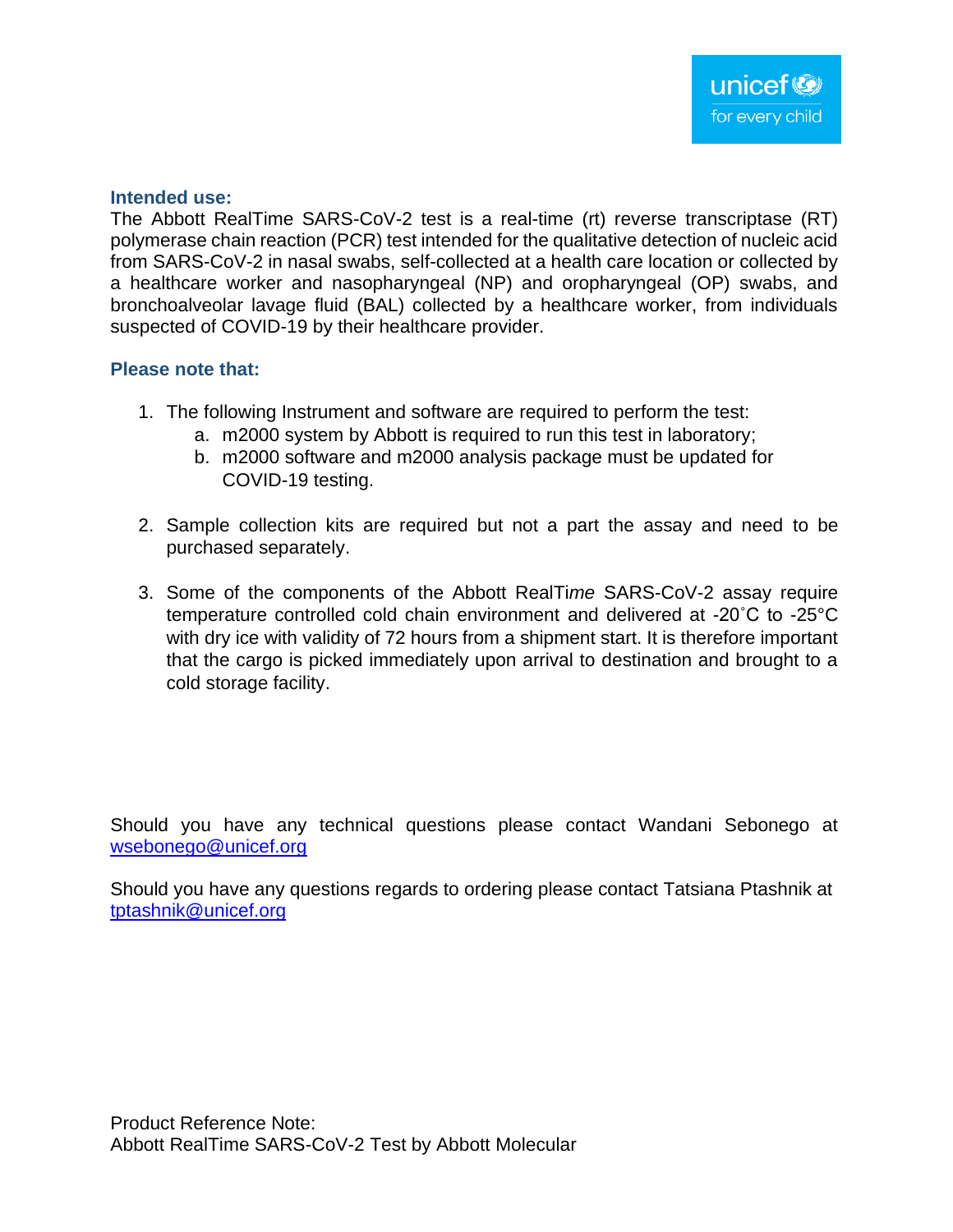**Intended use:**

The Abbott RealTime SARS-CoV-2 test is a real-time (rt) reverse transcriptase (RT) polymerase chain reaction (PCR) test intended for the qualitative detection of nucleic acid from SARS-CoV-2 in nasal swabs, self-collected at a health care location or collected by a healthcare worker and nasopharyngeal (NP) and oropharyngeal (OP) swabs, and bronchoalveolar lavage fluid (BAL) collected by a healthcare worker, from individuals suspected of COVID-19 by their healthcare provider.

**Please note that:**

1. The following Instrument and software are required to perform the test:
   a. m2000 system by Abbott is required to run this test in laboratory;
   b. m2000 software and m2000 analysis package must be updated for COVID-19 testing.

2. Sample collection kits are required but not a part the assay and need to be purchased separately.

3. Some of the components of the Abbott RealTi*me* SARS-CoV-2 assay require temperature controlled cold chain environment and delivered at -20˚C to -25°C with dry ice with validity of 72 hours from a shipment start. It is therefore important that the cargo is picked immediately upon arrival to destination and brought to a cold storage facility.

Should you have any technical questions please contact Wandani Sebonego at wsebonego@unicef.org

Should you have any questions regards to ordering please contact Tatsiana Ptashnik at tptashnik@unicef.org

Product Reference Note:
Abbott RealTime SARS-CoV-2 Test by Abbott Molecular